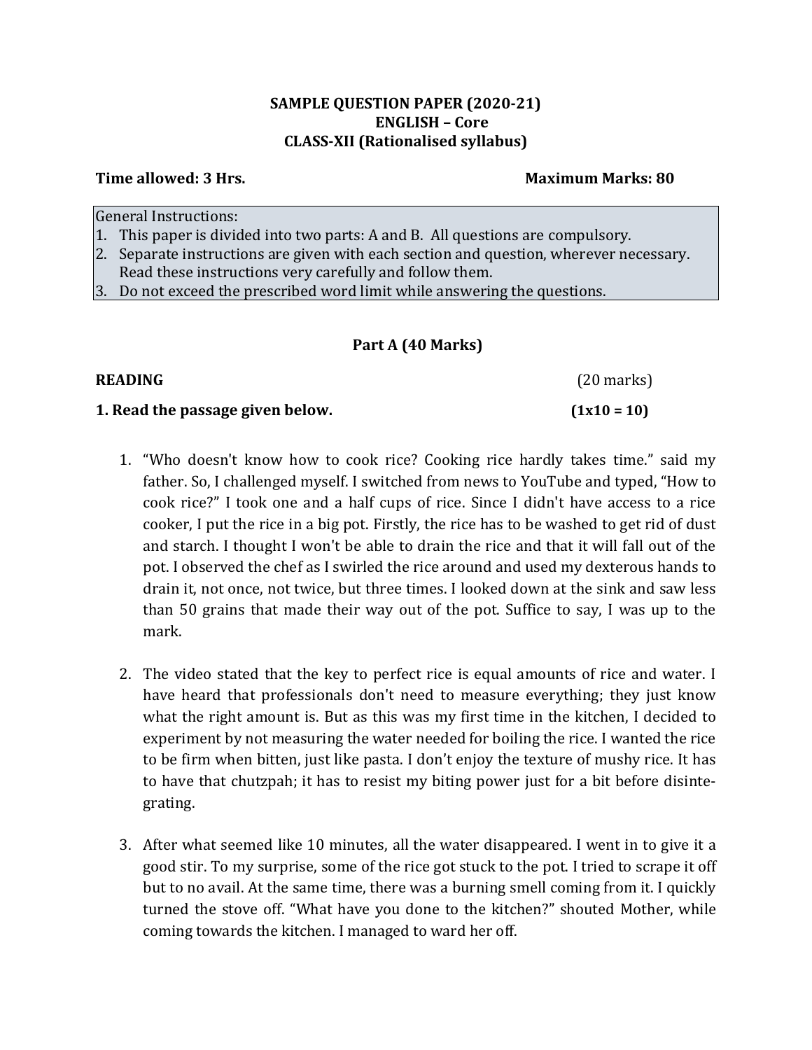# SAMPLE QUESTION PAPER (2020-21)
## ENGLISH – Core
## CLASS-XII (Rationalised syllabus)

**Time allowed: 3 Hrs.** **Maximum Marks: 80**

General Instructions:
1. This paper is divided into two parts: A and B. All questions are compulsory.
2. Separate instructions are given with each section and question, wherever necessary. Read these instructions very carefully and follow them.
3. Do not exceed the prescribed word limit while answering the questions.

## Part A (40 Marks)

**READING** (20 marks)

**1. Read the passage given below.** **(1x10 = 10)**

1. "Who doesn't know how to cook rice? Cooking rice hardly takes time." said my father. So, I challenged myself. I switched from news to YouTube and typed, "How to cook rice?" I took one and a half cups of rice. Since I didn't have access to a rice cooker, I put the rice in a big pot. Firstly, the rice has to be washed to get rid of dust and starch. I thought I won't be able to drain the rice and that it will fall out of the pot. I observed the chef as I swirled the rice around and used my dexterous hands to drain it, not once, not twice, but three times. I looked down at the sink and saw less than 50 grains that made their way out of the pot. Suffice to say, I was up to the mark.

2. The video stated that the key to perfect rice is equal amounts of rice and water. I have heard that professionals don't need to measure everything; they just know what the right amount is. But as this was my first time in the kitchen, I decided to experiment by not measuring the water needed for boiling the rice. I wanted the rice to be firm when bitten, just like pasta. I don't enjoy the texture of mushy rice. It has to have that chutzpah; it has to resist my biting power just for a bit before disintegrating.

3. After what seemed like 10 minutes, all the water disappeared. I went in to give it a good stir. To my surprise, some of the rice got stuck to the pot. I tried to scrape it off but to no avail. At the same time, there was a burning smell coming from it. I quickly turned the stove off. "What have you done to the kitchen?" shouted Mother, while coming towards the kitchen. I managed to ward her off.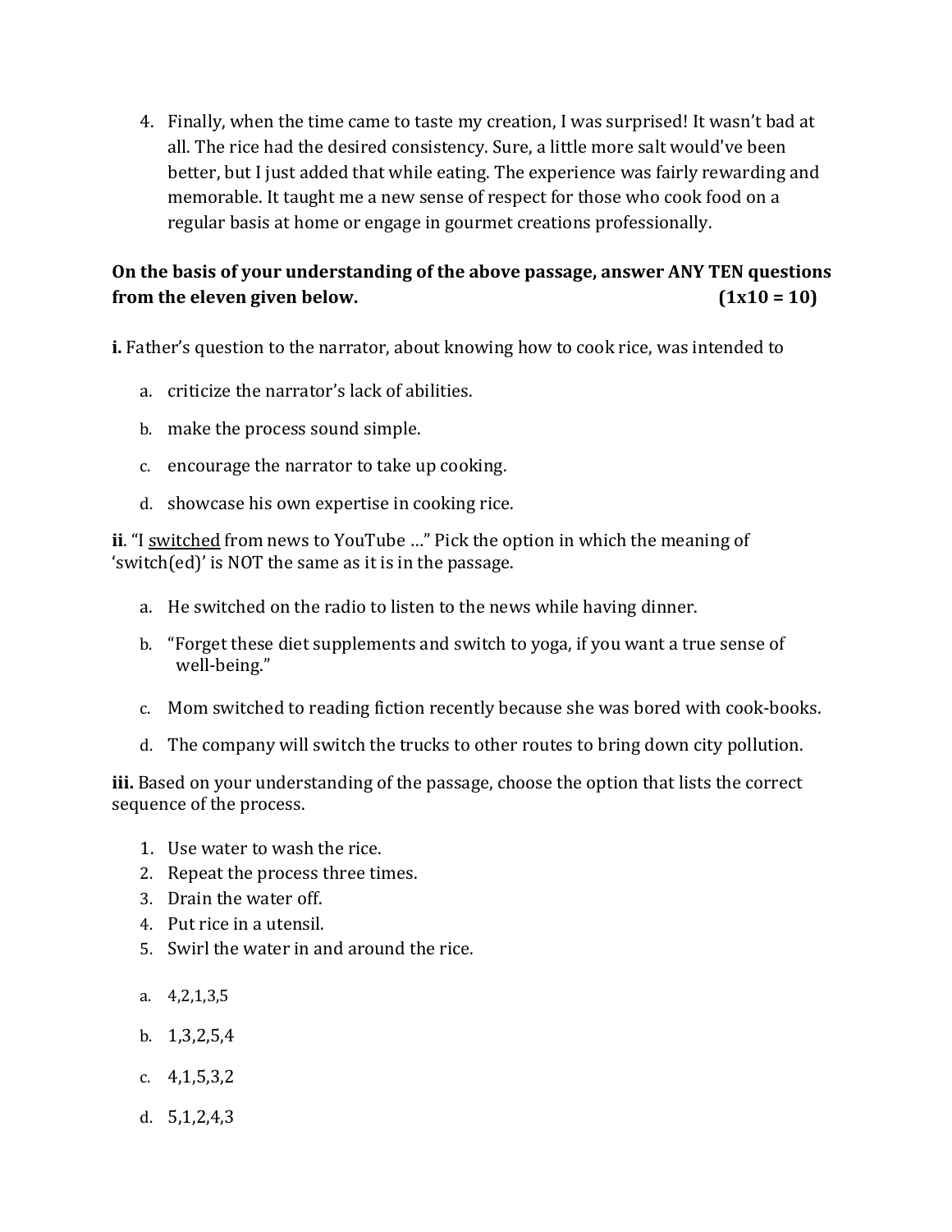4. Finally, when the time came to taste my creation, I was surprised! It wasn't bad at all. The rice had the desired consistency. Sure, a little more salt would've been better, but I just added that while eating. The experience was fairly rewarding and memorable. It taught me a new sense of respect for those who cook food on a regular basis at home or engage in gourmet creations professionally.

**On the basis of your understanding of the above passage, answer ANY TEN questions from the eleven given below. (1x10 = 10)**

**i.** Father's question to the narrator, about knowing how to cook rice, was intended to

a. criticize the narrator's lack of abilities.

b. make the process sound simple.

c. encourage the narrator to take up cooking.

d. showcase his own expertise in cooking rice.

**ii**. "I switched from news to YouTube …" Pick the option in which the meaning of 'switch(ed)' is NOT the same as it is in the passage.

a. He switched on the radio to listen to the news while having dinner.

b. "Forget these diet supplements and switch to yoga, if you want a true sense of well-being."

c. Mom switched to reading fiction recently because she was bored with cook-books.

d. The company will switch the trucks to other routes to bring down city pollution.

**iii.** Based on your understanding of the passage, choose the option that lists the correct sequence of the process.

1. Use water to wash the rice.
2. Repeat the process three times.
3. Drain the water off.
4. Put rice in a utensil.
5. Swirl the water in and around the rice.

a. 4,2,1,3,5

b. 1,3,2,5,4

c. 4,1,5,3,2

d. 5,1,2,4,3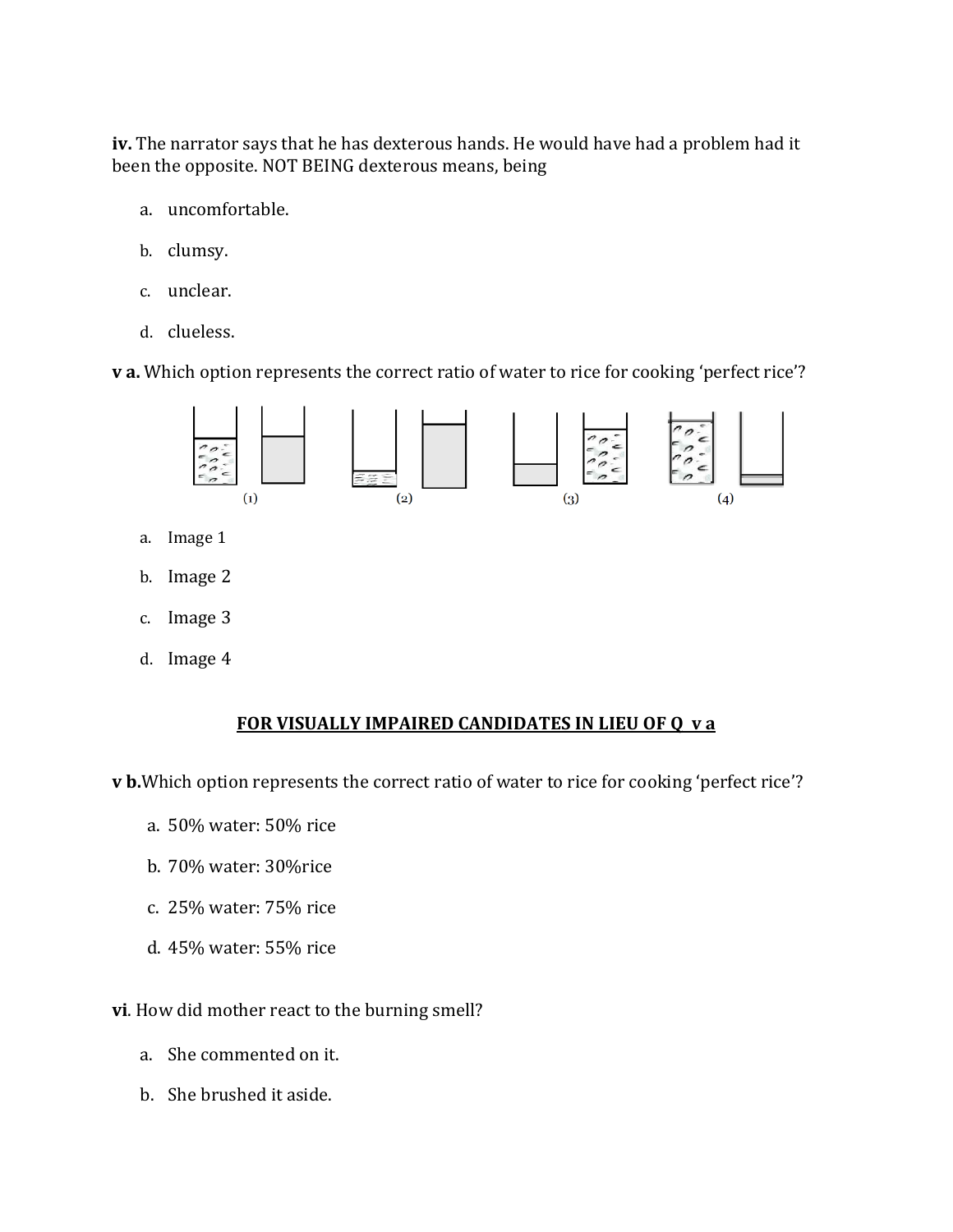**iv.** The narrator says that he has dexterous hands. He would have had a problem had it been the opposite. NOT BEING dexterous means, being

a. uncomfortable.

b. clumsy.

c. unclear.

d. clueless.

**v a.** Which option represents the correct ratio of water to rice for cooking 'perfect rice'?

(1) (2) (3) (4)

a. Image 1

b. Image 2

c. Image 3

d. Image 4

**FOR VISUALLY IMPAIRED CANDIDATES IN LIEU OF Q v a**

**v b.** Which option represents the correct ratio of water to rice for cooking 'perfect rice'?

a. 50% water: 50% rice

b. 70% water: 30%rice

c. 25% water: 75% rice

d. 45% water: 55% rice

**vi**. How did mother react to the burning smell?

a. She commented on it.

b. She brushed it aside.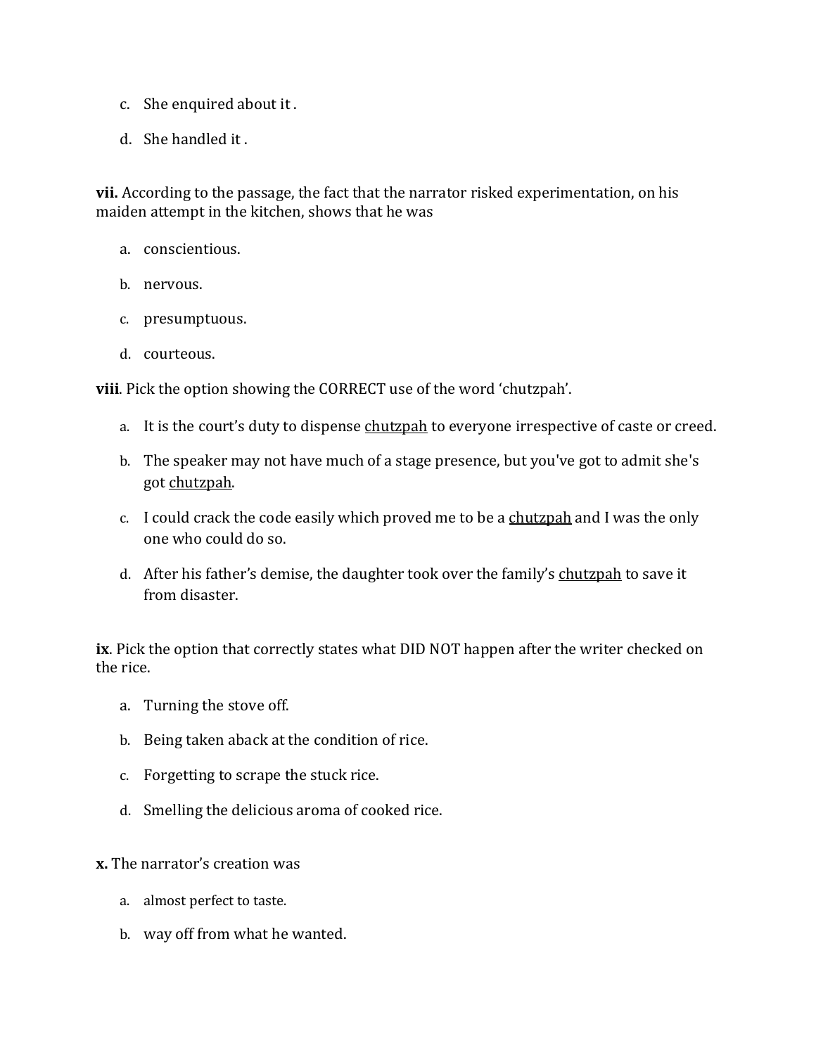c. She enquired about it .

d. She handled it .

**vii.** According to the passage, the fact that the narrator risked experimentation, on his maiden attempt in the kitchen, shows that he was

a. conscientious.

b. nervous.

c. presumptuous.

d. courteous.

**viii**. Pick the option showing the CORRECT use of the word 'chutzpah'.

a. It is the court's duty to dispense <u>chutzpah</u> to everyone irrespective of caste or creed.

b. The speaker may not have much of a stage presence, but you've got to admit she's got <u>chutzpah</u>.

c. I could crack the code easily which proved me to be a <u>chutzpah</u> and I was the only one who could do so.

d. After his father's demise, the daughter took over the family's <u>chutzpah</u> to save it from disaster.

**ix**. Pick the option that correctly states what DID NOT happen after the writer checked on the rice.

a. Turning the stove off.

b. Being taken aback at the condition of rice.

c. Forgetting to scrape the stuck rice.

d. Smelling the delicious aroma of cooked rice.

**x.** The narrator's creation was

a. almost perfect to taste.

b. way off from what he wanted.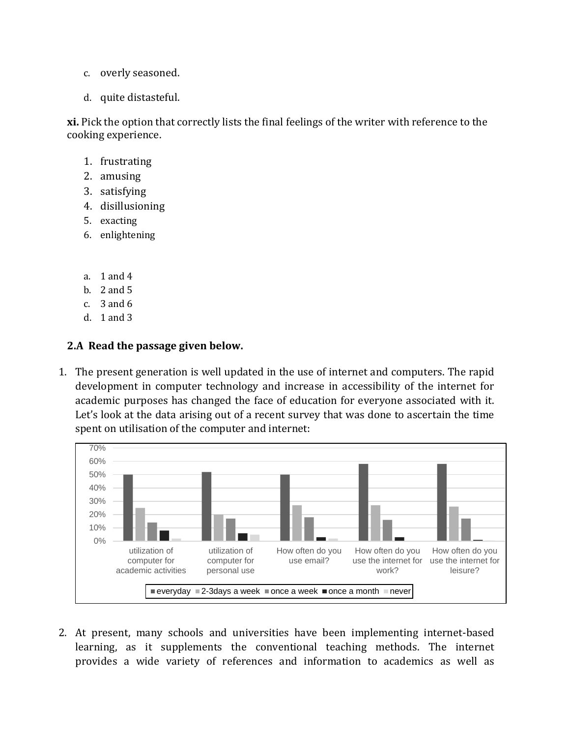c. overly seasoned.

d. quite distasteful.

**xi.** Pick the option that correctly lists the final feelings of the writer with reference to the cooking experience.

1. frustrating
2. amusing
3. satisfying
4. disillusioning
5. exacting
6. enlightening

a. 1 and 4
b. 2 and 5
c. 3 and 6
d. 1 and 3

**2.A Read the passage given below.**

1. The present generation is well updated in the use of internet and computers. The rapid development in computer technology and increase in accessibility of the internet for academic purposes has changed the face of education for everyone associated with it. Let's look at the data arising out of a recent survey that was done to ascertain the time spent on utilisation of the computer and internet:

2. At present, many schools and universities have been implementing internet-based learning, as it supplements the conventional teaching methods. The internet provides a wide variety of references and information to academics as well as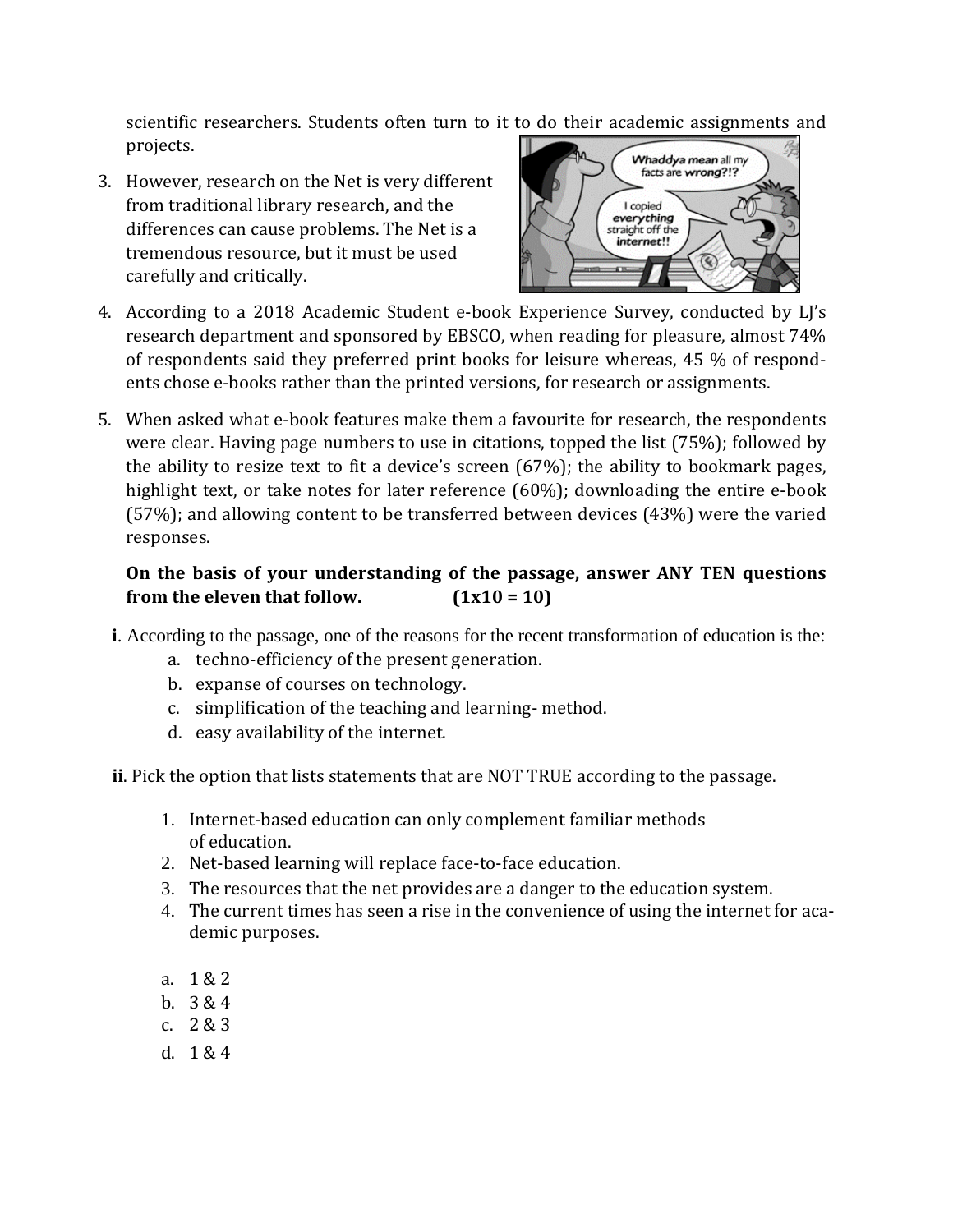scientific researchers. Students often turn to it to do their academic assignments and projects.

3. However, research on the Net is very different from traditional library research, and the differences can cause problems. The Net is a tremendous resource, but it must be used carefully and critically.

4. According to a 2018 Academic Student e-book Experience Survey, conducted by LJ's research department and sponsored by EBSCO, when reading for pleasure, almost 74% of respondents said they preferred print books for leisure whereas, 45 % of respondents chose e-books rather than the printed versions, for research or assignments.

5. When asked what e-book features make them a favourite for research, the respondents were clear. Having page numbers to use in citations, topped the list (75%); followed by the ability to resize text to fit a device's screen (67%); the ability to bookmark pages, highlight text, or take notes for later reference (60%); downloading the entire e-book (57%); and allowing content to be transferred between devices (43%) were the varied responses.

**On the basis of your understanding of the passage, answer ANY TEN questions from the eleven that follow. (1x10 = 10)**

**i**. According to the passage, one of the reasons for the recent transformation of education is the:

a. techno-efficiency of the present generation.
b. expanse of courses on technology.
c. simplification of the teaching and learning- method.
d. easy availability of the internet.

**ii**. Pick the option that lists statements that are NOT TRUE according to the passage.

1. Internet-based education can only complement familiar methods of education.
2. Net-based learning will replace face-to-face education.
3. The resources that the net provides are a danger to the education system.
4. The current times has seen a rise in the convenience of using the internet for academic purposes.

a. 1 & 2
b. 3 & 4
c. 2 & 3
d. 1 & 4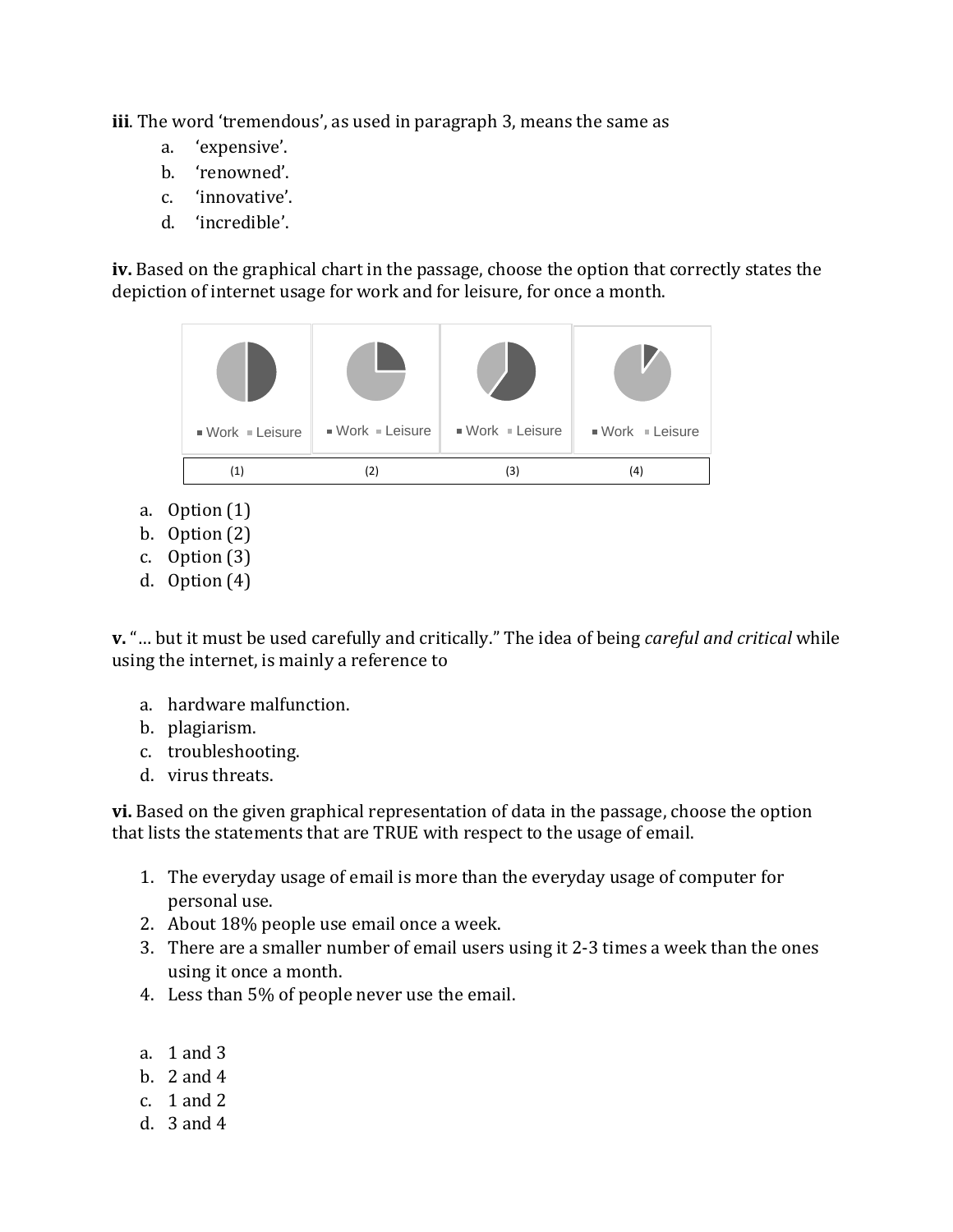**iii**. The word 'tremendous', as used in paragraph 3, means the same as

a. 'expensive'.
b. 'renowned'.
c. 'innovative'.
d. 'incredible'.

**iv.** Based on the graphical chart in the passage, choose the option that correctly states the depiction of internet usage for work and for leisure, for once a month.

| ▪ Work ▪ Leisure | ▪ Work ▪ Leisure | ▪ Work ▪ Leisure | ▪ Work ▪ Leisure |
|---|---|---|---|
| (1) | (2) | (3) | (4) |

a. Option (1)
b. Option (2)
c. Option (3)
d. Option (4)

**v.** "… but it must be used carefully and critically." The idea of being *careful and critical* while using the internet, is mainly a reference to

a. hardware malfunction.
b. plagiarism.
c. troubleshooting.
d. virus threats.

**vi.** Based on the given graphical representation of data in the passage, choose the option that lists the statements that are TRUE with respect to the usage of email.

1. The everyday usage of email is more than the everyday usage of computer for personal use.
2. About 18% people use email once a week.
3. There are a smaller number of email users using it 2-3 times a week than the ones using it once a month.
4. Less than 5% of people never use the email.

a. 1 and 3
b. 2 and 4
c. 1 and 2
d. 3 and 4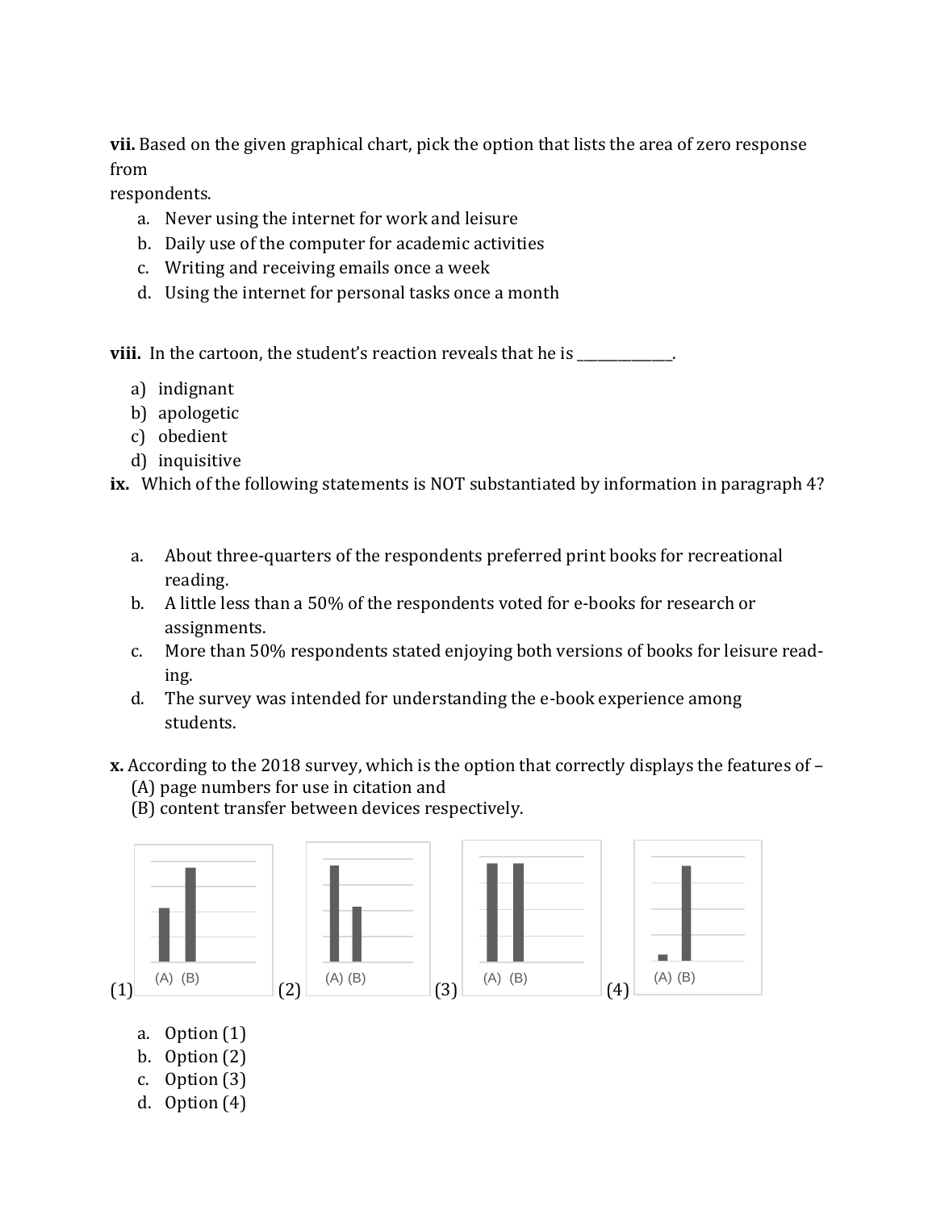**vii.** Based on the given graphical chart, pick the option that lists the area of zero response from respondents.

a. Never using the internet for work and leisure
b. Daily use of the computer for academic activities
c. Writing and receiving emails once a week
d. Using the internet for personal tasks once a month

**viii.** In the cartoon, the student's reaction reveals that he is ______________.

a) indignant
b) apologetic
c) obedient
d) inquisitive

**ix.** Which of the following statements is NOT substantiated by information in paragraph 4?

a. About three-quarters of the respondents preferred print books for recreational reading.
b. A little less than a 50% of the respondents voted for e-books for research or assignments.
c. More than 50% respondents stated enjoying both versions of books for leisure reading.
d. The survey was intended for understanding the e-book experience among students.

**x.** According to the 2018 survey, which is the option that correctly displays the features of –
(A) page numbers for use in citation and
(B) content transfer between devices respectively.

(1) (A) (B) (2) (A) (B) (3) (A) (B) (4) (A) (B)

a. Option (1)
b. Option (2)
c. Option (3)
d. Option (4)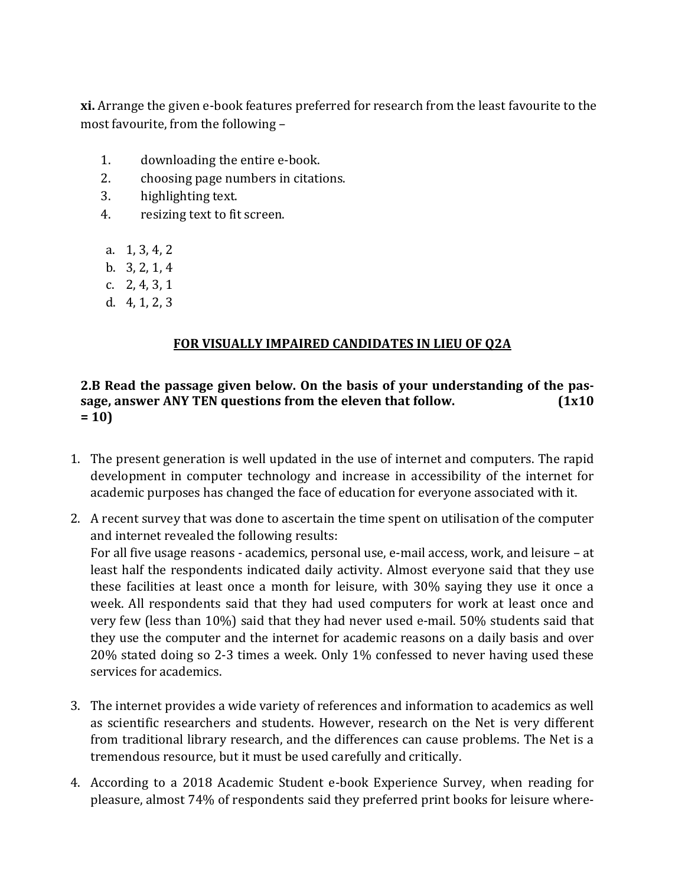**xi.** Arrange the given e-book features preferred for research from the least favourite to the most favourite, from the following –

1. downloading the entire e-book.
2. choosing page numbers in citations.
3. highlighting text.
4. resizing text to fit screen.

a. 1, 3, 4, 2
b. 3, 2, 1, 4
c. 2, 4, 3, 1
d. 4, 1, 2, 3

**FOR VISUALLY IMPAIRED CANDIDATES IN LIEU OF Q2A**

**2.B Read the passage given below. On the basis of your understanding of the passage, answer ANY TEN questions from the eleven that follow. (1x10 = 10)**

1. The present generation is well updated in the use of internet and computers. The rapid development in computer technology and increase in accessibility of the internet for academic purposes has changed the face of education for everyone associated with it.

2. A recent survey that was done to ascertain the time spent on utilisation of the computer and internet revealed the following results:
   For all five usage reasons - academics, personal use, e-mail access, work, and leisure – at least half the respondents indicated daily activity. Almost everyone said that they use these facilities at least once a month for leisure, with 30% saying they use it once a week. All respondents said that they had used computers for work at least once and very few (less than 10%) said that they had never used e-mail. 50% students said that they use the computer and the internet for academic reasons on a daily basis and over 20% stated doing so 2-3 times a week. Only 1% confessed to never having used these services for academics.

3. The internet provides a wide variety of references and information to academics as well as scientific researchers and students. However, research on the Net is very different from traditional library research, and the differences can cause problems. The Net is a tremendous resource, but it must be used carefully and critically.

4. According to a 2018 Academic Student e-book Experience Survey, when reading for pleasure, almost 74% of respondents said they preferred print books for leisure where-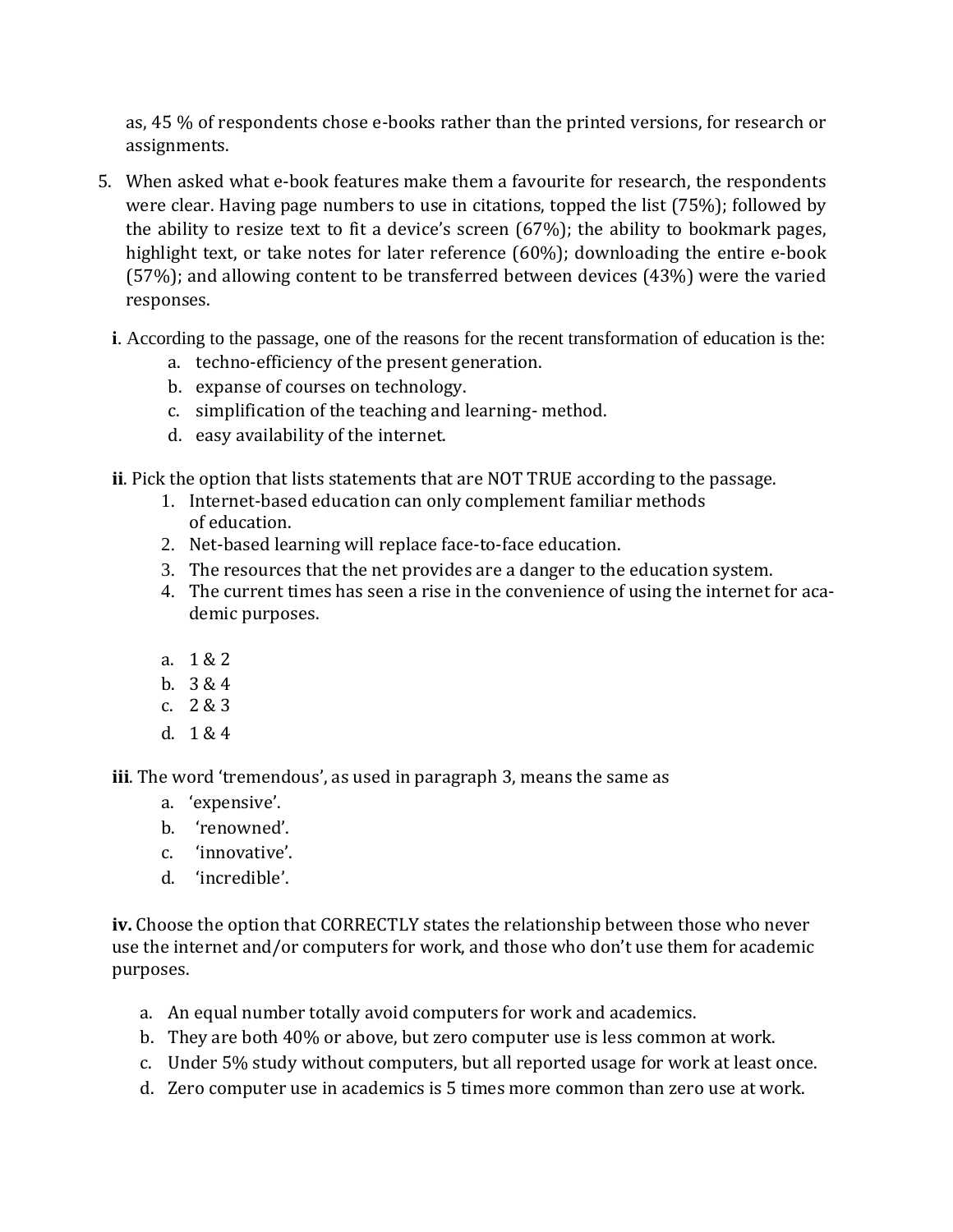as, 45 % of respondents chose e-books rather than the printed versions, for research or assignments.

5. When asked what e-book features make them a favourite for research, the respondents were clear. Having page numbers to use in citations, topped the list (75%); followed by the ability to resize text to fit a device's screen (67%); the ability to bookmark pages, highlight text, or take notes for later reference (60%); downloading the entire e-book (57%); and allowing content to be transferred between devices (43%) were the varied responses.

**i**. According to the passage, one of the reasons for the recent transformation of education is the:

a. techno-efficiency of the present generation.
b. expanse of courses on technology.
c. simplification of the teaching and learning- method.
d. easy availability of the internet.

**ii**. Pick the option that lists statements that are NOT TRUE according to the passage.

1. Internet-based education can only complement familiar methods of education.
2. Net-based learning will replace face-to-face education.
3. The resources that the net provides are a danger to the education system.
4. The current times has seen a rise in the convenience of using the internet for academic purposes.

a. 1 & 2
b. 3 & 4
c. 2 & 3
d. 1 & 4

**iii**. The word 'tremendous', as used in paragraph 3, means the same as

a. 'expensive'.
b. 'renowned'.
c. 'innovative'.
d. 'incredible'.

**iv.** Choose the option that CORRECTLY states the relationship between those who never use the internet and/or computers for work, and those who don't use them for academic purposes.

a. An equal number totally avoid computers for work and academics.
b. They are both 40% or above, but zero computer use is less common at work.
c. Under 5% study without computers, but all reported usage for work at least once.
d. Zero computer use in academics is 5 times more common than zero use at work.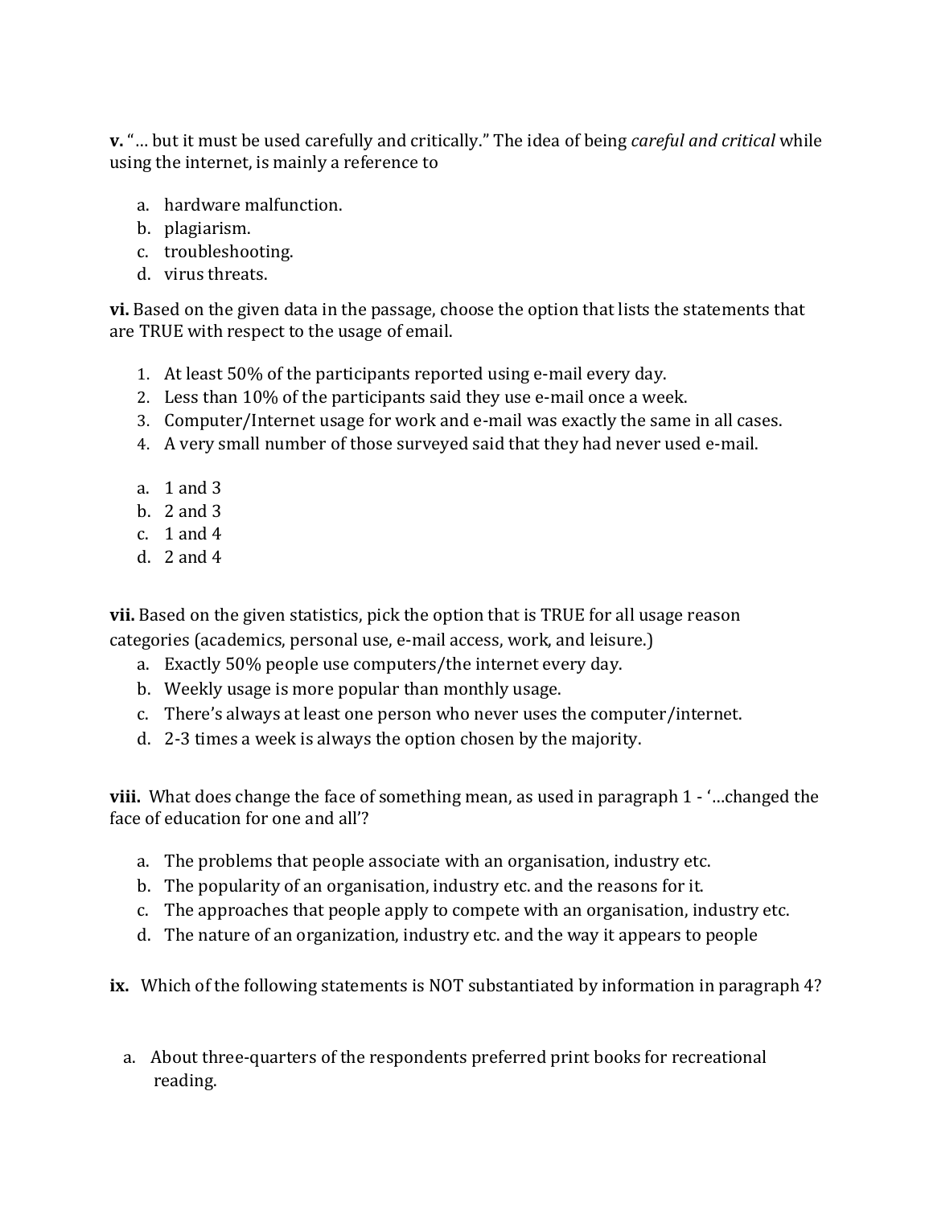**v.** "… but it must be used carefully and critically." The idea of being *careful and critical* while using the internet, is mainly a reference to

a. hardware malfunction.
b. plagiarism.
c. troubleshooting.
d. virus threats.

**vi.** Based on the given data in the passage, choose the option that lists the statements that are TRUE with respect to the usage of email.

1. At least 50% of the participants reported using e-mail every day.
2. Less than 10% of the participants said they use e-mail once a week.
3. Computer/Internet usage for work and e-mail was exactly the same in all cases.
4. A very small number of those surveyed said that they had never used e-mail.

a. 1 and 3
b. 2 and 3
c. 1 and 4
d. 2 and 4

**vii.** Based on the given statistics, pick the option that is TRUE for all usage reason categories (academics, personal use, e-mail access, work, and leisure.)

a. Exactly 50% people use computers/the internet every day.
b. Weekly usage is more popular than monthly usage.
c. There's always at least one person who never uses the computer/internet.
d. 2-3 times a week is always the option chosen by the majority.

**viii.** What does change the face of something mean, as used in paragraph 1 - '…changed the face of education for one and all'?

a. The problems that people associate with an organisation, industry etc.
b. The popularity of an organisation, industry etc. and the reasons for it.
c. The approaches that people apply to compete with an organisation, industry etc.
d. The nature of an organization, industry etc. and the way it appears to people

**ix.** Which of the following statements is NOT substantiated by information in paragraph 4?

a. About three-quarters of the respondents preferred print books for recreational reading.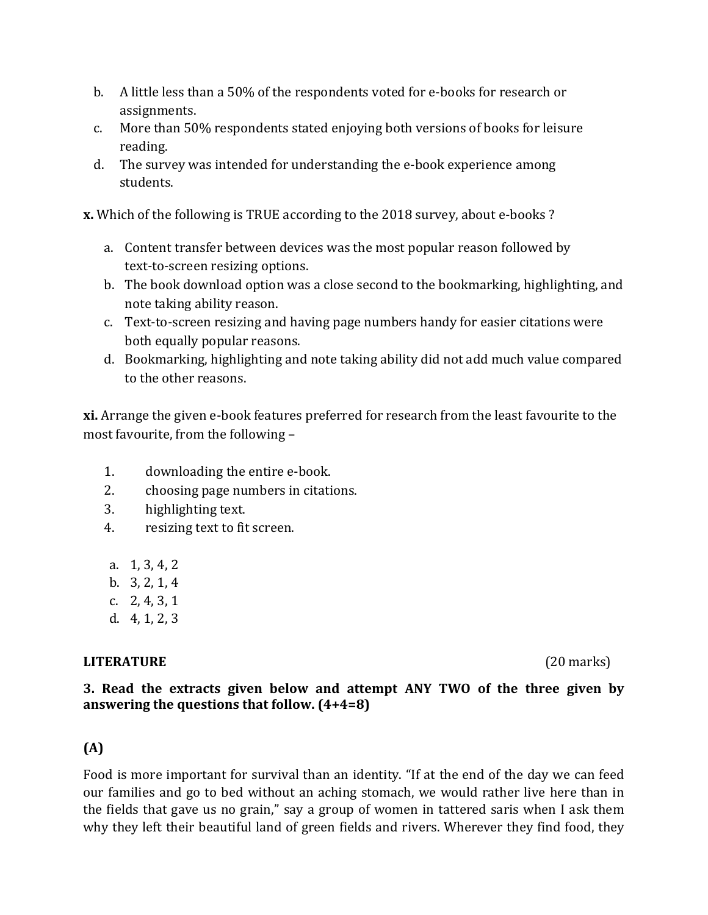b. A little less than a 50% of the respondents voted for e-books for research or assignments.
c. More than 50% respondents stated enjoying both versions of books for leisure reading.
d. The survey was intended for understanding the e-book experience among students.

**x.** Which of the following is TRUE according to the 2018 survey, about e-books ?

a. Content transfer between devices was the most popular reason followed by text-to-screen resizing options.
b. The book download option was a close second to the bookmarking, highlighting, and note taking ability reason.
c. Text-to-screen resizing and having page numbers handy for easier citations were both equally popular reasons.
d. Bookmarking, highlighting and note taking ability did not add much value compared to the other reasons.

**xi.** Arrange the given e-book features preferred for research from the least favourite to the most favourite, from the following –

1. downloading the entire e-book.
2. choosing page numbers in citations.
3. highlighting text.
4. resizing text to fit screen.

a. 1, 3, 4, 2
b. 3, 2, 1, 4
c. 2, 4, 3, 1
d. 4, 1, 2, 3

**LITERATURE** (20 marks)

**3. Read the extracts given below and attempt ANY TWO of the three given by answering the questions that follow. (4+4=8)**

**(A)**

Food is more important for survival than an identity. "If at the end of the day we can feed our families and go to bed without an aching stomach, we would rather live here than in the fields that gave us no grain," say a group of women in tattered saris when I ask them why they left their beautiful land of green fields and rivers. Wherever they find food, they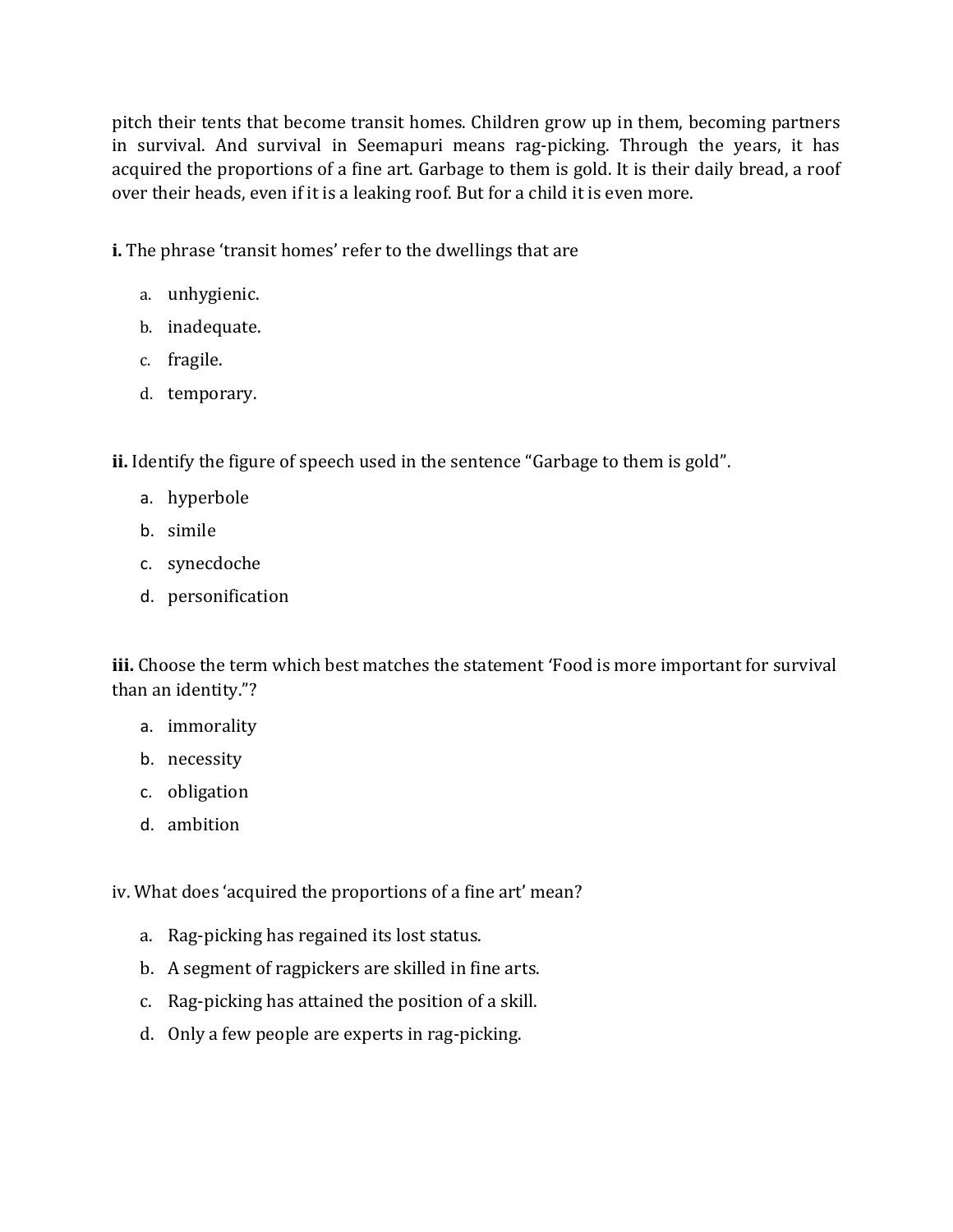pitch their tents that become transit homes. Children grow up in them, becoming partners in survival. And survival in Seemapuri means rag-picking. Through the years, it has acquired the proportions of a fine art. Garbage to them is gold. It is their daily bread, a roof over their heads, even if it is a leaking roof. But for a child it is even more.

**i.** The phrase 'transit homes' refer to the dwellings that are

a. unhygienic.
b. inadequate.
c. fragile.
d. temporary.

**ii.** Identify the figure of speech used in the sentence "Garbage to them is gold".

a. hyperbole
b. simile
c. synecdoche
d. personification

**iii.** Choose the term which best matches the statement 'Food is more important for survival than an identity."?

a. immorality
b. necessity
c. obligation
d. ambition

iv. What does 'acquired the proportions of a fine art' mean?

a. Rag-picking has regained its lost status.
b. A segment of ragpickers are skilled in fine arts.
c. Rag-picking has attained the position of a skill.
d. Only a few people are experts in rag-picking.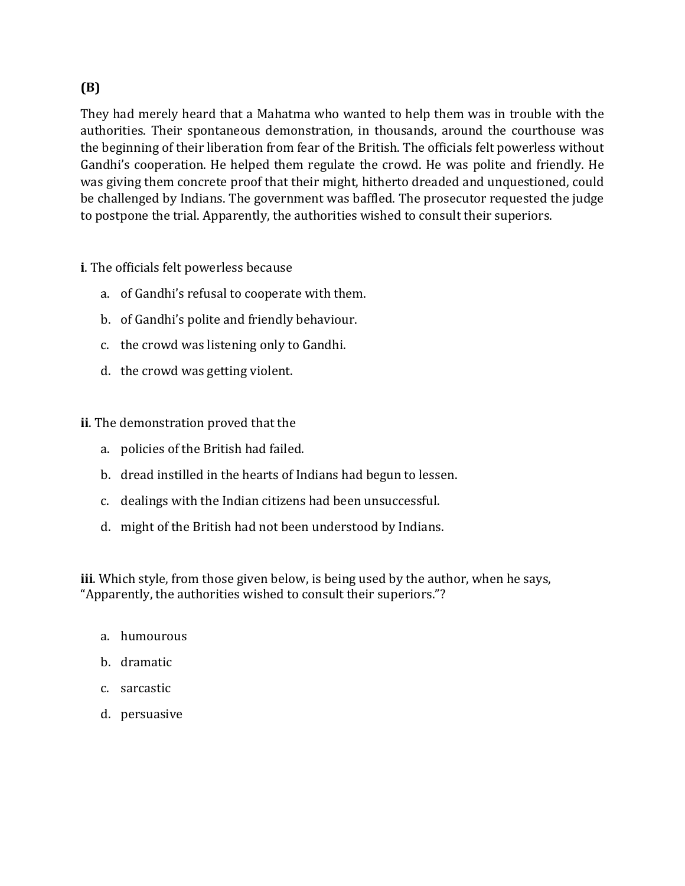**(B)**

They had merely heard that a Mahatma who wanted to help them was in trouble with the authorities. Their spontaneous demonstration, in thousands, around the courthouse was the beginning of their liberation from fear of the British. The officials felt powerless without Gandhi's cooperation. He helped them regulate the crowd. He was polite and friendly. He was giving them concrete proof that their might, hitherto dreaded and unquestioned, could be challenged by Indians. The government was baffled. The prosecutor requested the judge to postpone the trial. Apparently, the authorities wished to consult their superiors.

**i**. The officials felt powerless because

a. of Gandhi's refusal to cooperate with them.
b. of Gandhi's polite and friendly behaviour.
c. the crowd was listening only to Gandhi.
d. the crowd was getting violent.

**ii**. The demonstration proved that the

a. policies of the British had failed.
b. dread instilled in the hearts of Indians had begun to lessen.
c. dealings with the Indian citizens had been unsuccessful.
d. might of the British had not been understood by Indians.

**iii**. Which style, from those given below, is being used by the author, when he says, "Apparently, the authorities wished to consult their superiors."?

a. humourous
b. dramatic
c. sarcastic
d. persuasive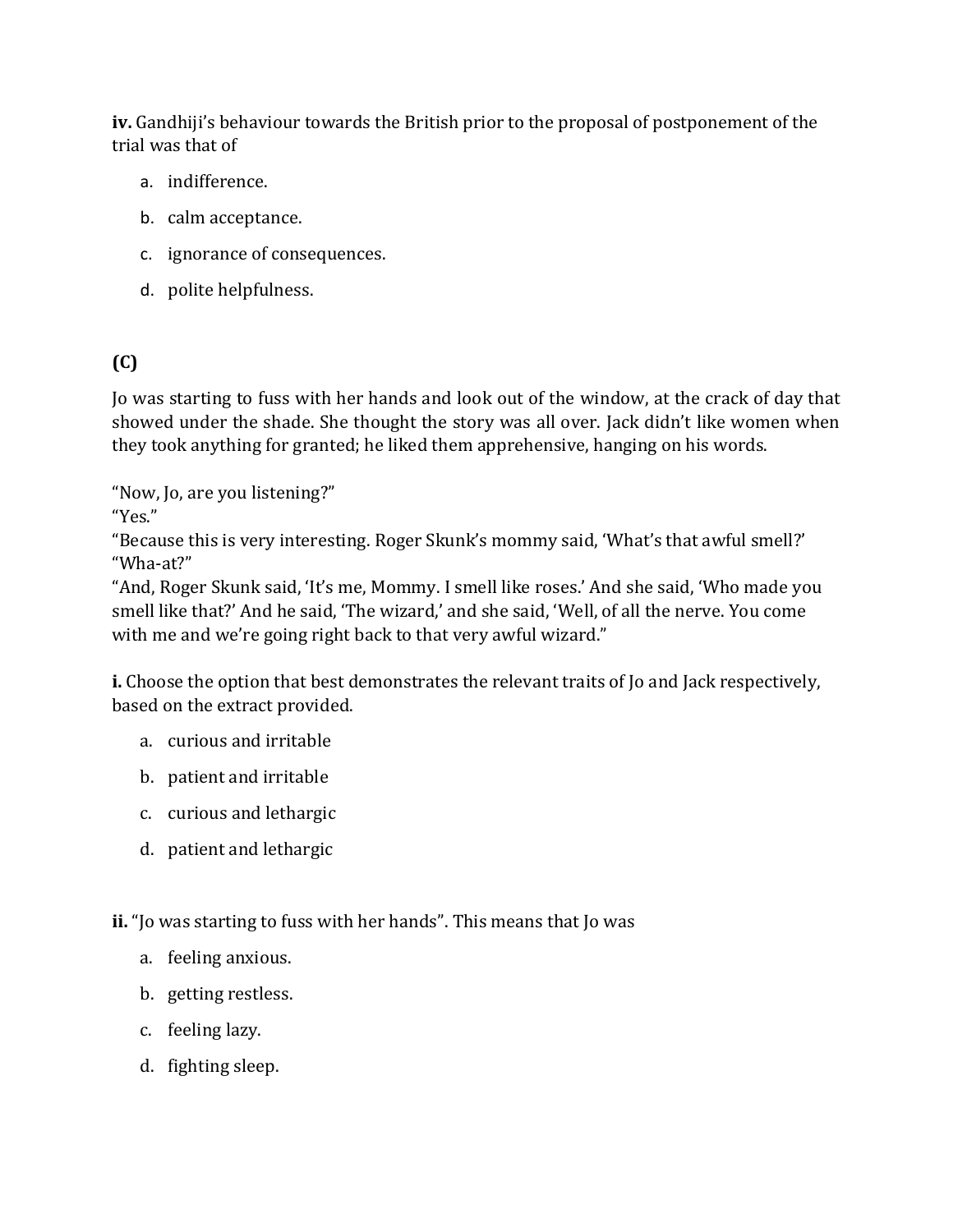**iv.** Gandhiji's behaviour towards the British prior to the proposal of postponement of the trial was that of

a. indifference.
b. calm acceptance.
c. ignorance of consequences.
d. polite helpfulness.

**(C)**

Jo was starting to fuss with her hands and look out of the window, at the crack of day that showed under the shade. She thought the story was all over. Jack didn't like women when they took anything for granted; he liked them apprehensive, hanging on his words.

"Now, Jo, are you listening?"
"Yes."
"Because this is very interesting. Roger Skunk's mommy said, 'What's that awful smell?'
"Wha-at?"
"And, Roger Skunk said, 'It's me, Mommy. I smell like roses.' And she said, 'Who made you smell like that?' And he said, 'The wizard,' and she said, 'Well, of all the nerve. You come with me and we're going right back to that very awful wizard."

**i.** Choose the option that best demonstrates the relevant traits of Jo and Jack respectively, based on the extract provided.

a. curious and irritable
b. patient and irritable
c. curious and lethargic
d. patient and lethargic

**ii.** "Jo was starting to fuss with her hands". This means that Jo was

a. feeling anxious.
b. getting restless.
c. feeling lazy.
d. fighting sleep.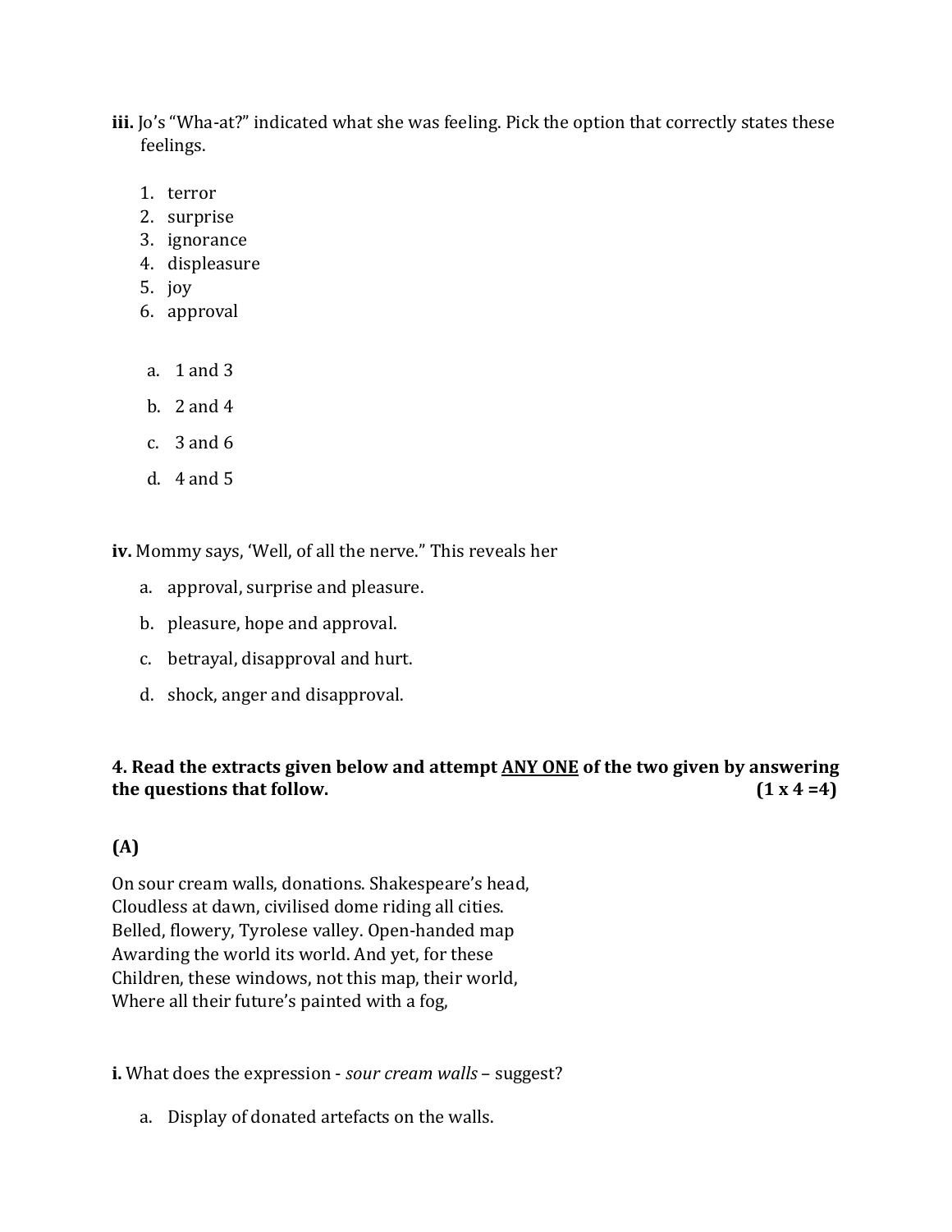**iii.** Jo's "Wha-at?" indicated what she was feeling. Pick the option that correctly states these feelings.

1. terror
2. surprise
3. ignorance
4. displeasure
5. joy
6. approval

a. 1 and 3

b. 2 and 4

c. 3 and 6

d. 4 and 5

**iv.** Mommy says, 'Well, of all the nerve." This reveals her

a. approval, surprise and pleasure.

b. pleasure, hope and approval.

c. betrayal, disapproval and hurt.

d. shock, anger and disapproval.

**4. Read the extracts given below and attempt <u>ANY ONE</u> of the two given by answering the questions that follow. (1 x 4 =4)**

**(A)**

On sour cream walls, donations. Shakespeare's head,
Cloudless at dawn, civilised dome riding all cities.
Belled, flowery, Tyrolese valley. Open-handed map
Awarding the world its world. And yet, for these
Children, these windows, not this map, their world,
Where all their future's painted with a fog,

**i.** What does the expression - *sour cream walls* – suggest?

a. Display of donated artefacts on the walls.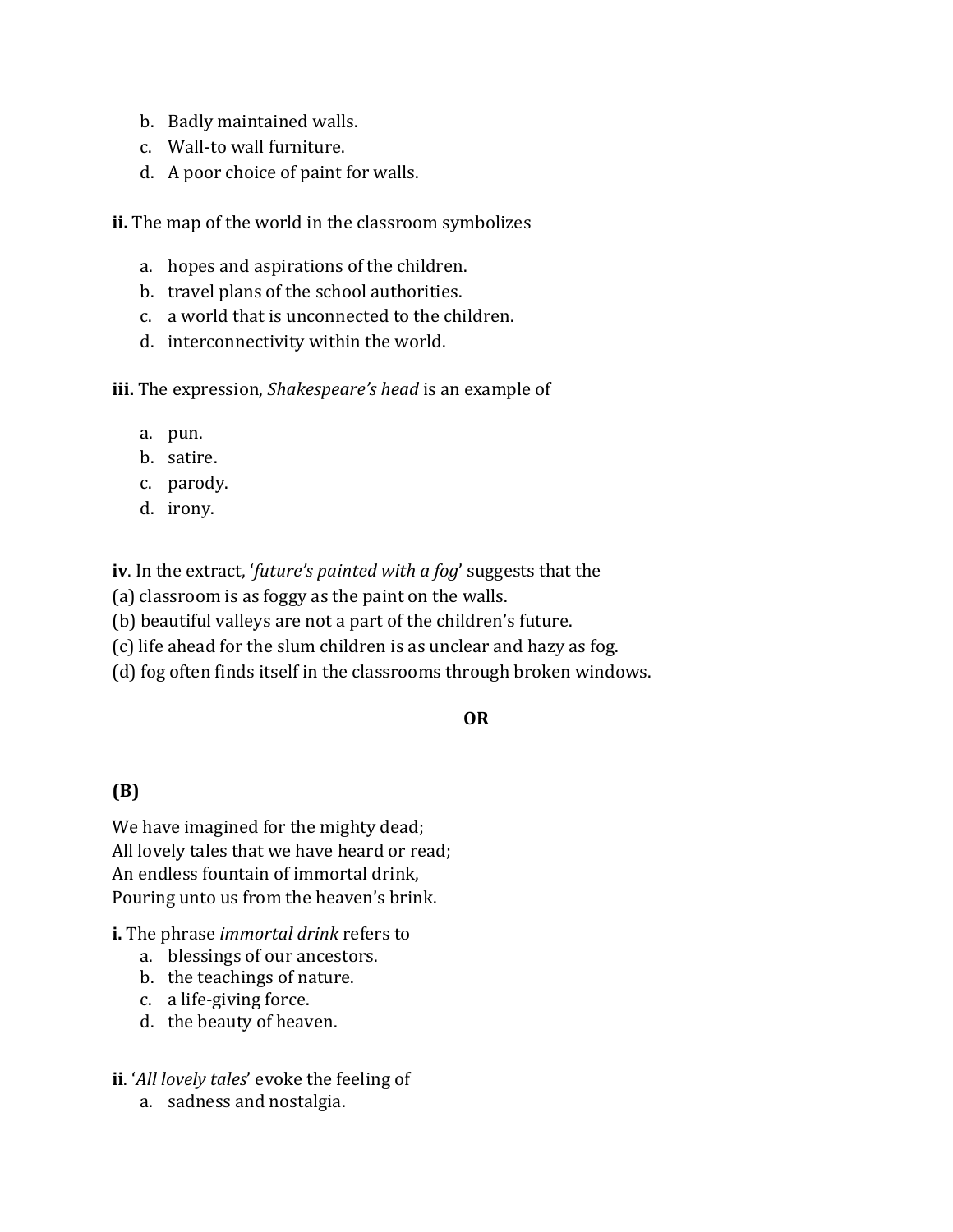b. Badly maintained walls.
c. Wall-to wall furniture.
d. A poor choice of paint for walls.

**ii.** The map of the world in the classroom symbolizes

a. hopes and aspirations of the children.
b. travel plans of the school authorities.
c. a world that is unconnected to the children.
d. interconnectivity within the world.

**iii.** The expression, *Shakespeare's head* is an example of

a. pun.
b. satire.
c. parody.
d. irony.

**iv**. In the extract, '*future's painted with a fog*' suggests that the
(a) classroom is as foggy as the paint on the walls.
(b) beautiful valleys are not a part of the children's future.
(c) life ahead for the slum children is as unclear and hazy as fog.
(d) fog often finds itself in the classrooms through broken windows.

**OR**

**(B)**

We have imagined for the mighty dead;
All lovely tales that we have heard or read;
An endless fountain of immortal drink,
Pouring unto us from the heaven's brink.

**i.** The phrase *immortal drink* refers to

a. blessings of our ancestors.
b. the teachings of nature.
c. a life-giving force.
d. the beauty of heaven.

**ii**. '*All lovely tales*' evoke the feeling of

a. sadness and nostalgia.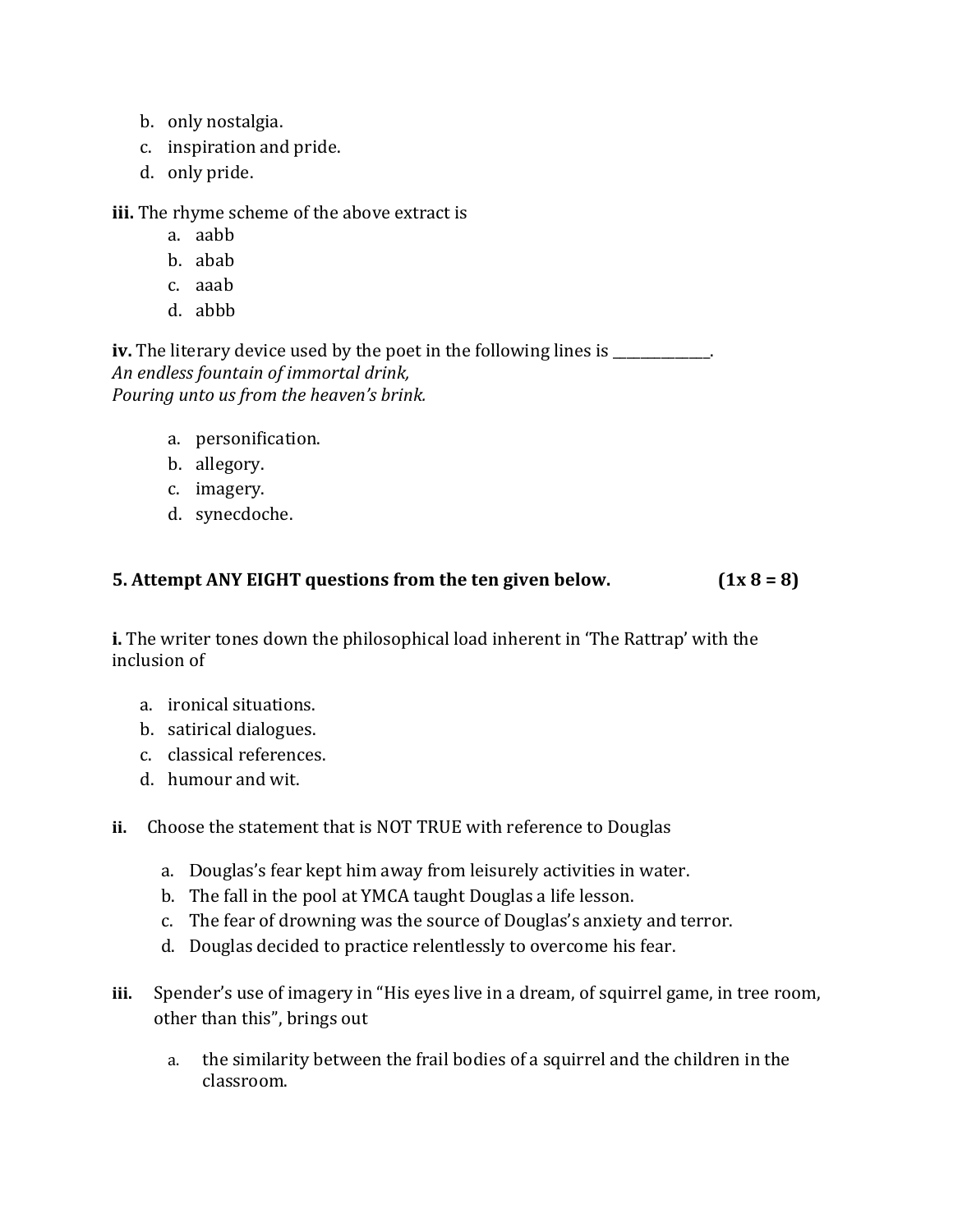b. only nostalgia.
c. inspiration and pride.
d. only pride.

**iii.** The rhyme scheme of the above extract is

a. aabb
b. abab
c. aaab
d. abbb

**iv.** The literary device used by the poet in the following lines is ______________.
*An endless fountain of immortal drink,*
*Pouring unto us from the heaven's brink.*

a. personification.
b. allegory.
c. imagery.
d. synecdoche.

**5. Attempt ANY EIGHT questions from the ten given below.** **(1x 8 = 8)**

**i.** The writer tones down the philosophical load inherent in 'The Rattrap' with the inclusion of

a. ironical situations.
b. satirical dialogues.
c. classical references.
d. humour and wit.

**ii.** Choose the statement that is NOT TRUE with reference to Douglas

a. Douglas's fear kept him away from leisurely activities in water.
b. The fall in the pool at YMCA taught Douglas a life lesson.
c. The fear of drowning was the source of Douglas's anxiety and terror.
d. Douglas decided to practice relentlessly to overcome his fear.

**iii.** Spender's use of imagery in "His eyes live in a dream, of squirrel game, in tree room, other than this", brings out

a. the similarity between the frail bodies of a squirrel and the children in the classroom.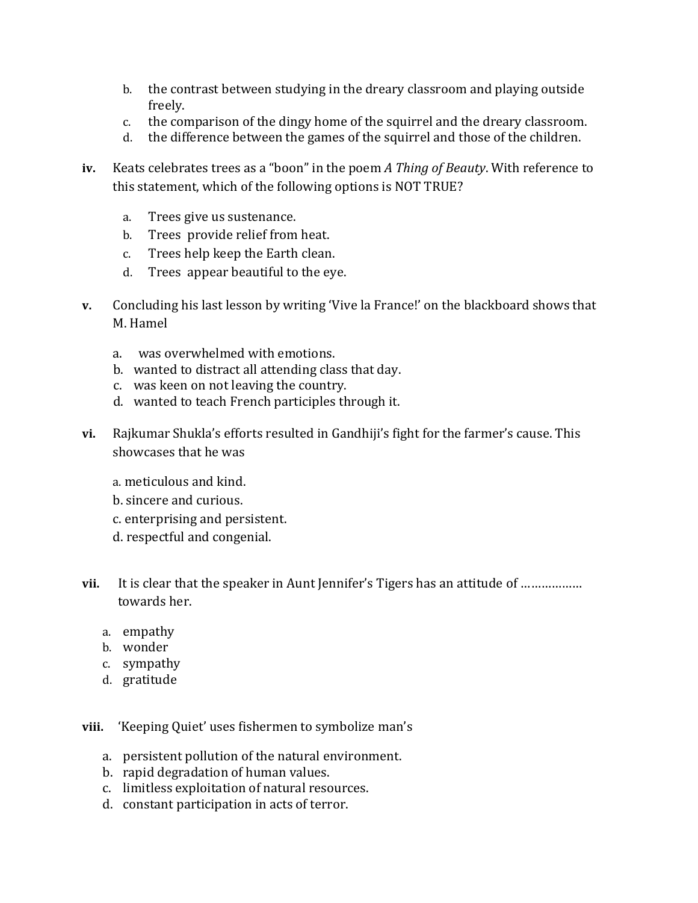b. the contrast between studying in the dreary classroom and playing outside freely.
c. the comparison of the dingy home of the squirrel and the dreary classroom.
d. the difference between the games of the squirrel and those of the children.

**iv.** Keats celebrates trees as a "boon" in the poem *A Thing of Beauty*. With reference to this statement, which of the following options is NOT TRUE?

a. Trees give us sustenance.
b. Trees provide relief from heat.
c. Trees help keep the Earth clean.
d. Trees appear beautiful to the eye.

**v.** Concluding his last lesson by writing 'Vive la France!' on the blackboard shows that M. Hamel

a. was overwhelmed with emotions.
b. wanted to distract all attending class that day.
c. was keen on not leaving the country.
d. wanted to teach French participles through it.

**vi.** Rajkumar Shukla's efforts resulted in Gandhiji's fight for the farmer's cause. This showcases that he was

a. meticulous and kind.
b. sincere and curious.
c. enterprising and persistent.
d. respectful and congenial.

**vii.** It is clear that the speaker in Aunt Jennifer's Tigers has an attitude of ……………… towards her.

a. empathy
b. wonder
c. sympathy
d. gratitude

**viii.** 'Keeping Quiet' uses fishermen to symbolize man's

a. persistent pollution of the natural environment.
b. rapid degradation of human values.
c. limitless exploitation of natural resources.
d. constant participation in acts of terror.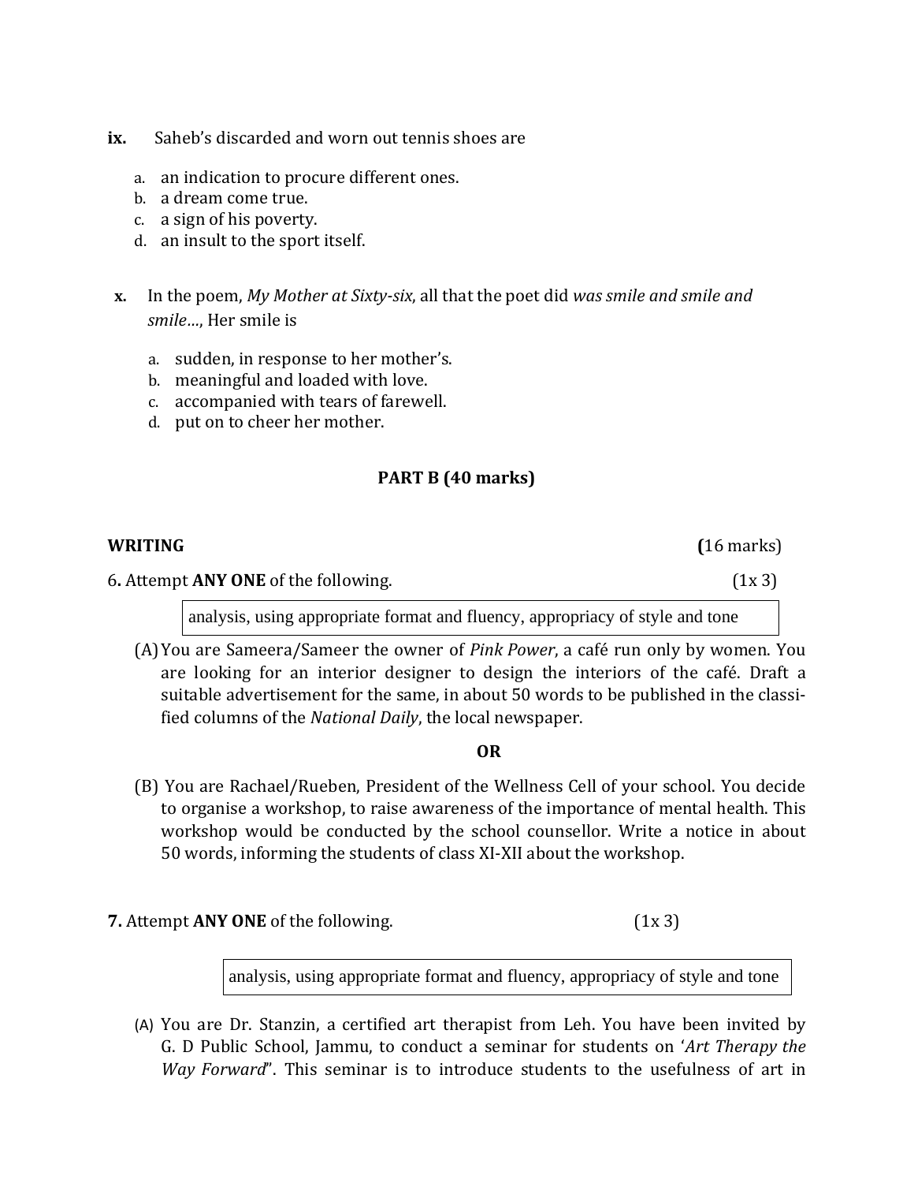**ix.** Saheb's discarded and worn out tennis shoes are

a. an indication to procure different ones.
b. a dream come true.
c. a sign of his poverty.
d. an insult to the sport itself.

**x.** In the poem, *My Mother at Sixty-six*, all that the poet did *was smile and smile and smile…*, Her smile is

a. sudden, in response to her mother's.
b. meaningful and loaded with love.
c. accompanied with tears of farewell.
d. put on to cheer her mother.

## PART B (40 marks)

**WRITING** **(**16 marks)

6. Attempt **ANY ONE** of the following. (1x 3)

| analysis, using appropriate format and fluency, appropriacy of style and tone |
|---|

(A) You are Sameera/Sameer the owner of *Pink Power*, a café run only by women. You are looking for an interior designer to design the interiors of the café. Draft a suitable advertisement for the same, in about 50 words to be published in the classified columns of the *National Daily*, the local newspaper.

**OR**

(B) You are Rachael/Rueben, President of the Wellness Cell of your school. You decide to organise a workshop, to raise awareness of the importance of mental health. This workshop would be conducted by the school counsellor. Write a notice in about 50 words, informing the students of class XI-XII about the workshop.

**7.** Attempt **ANY ONE** of the following. (1x 3)

| analysis, using appropriate format and fluency, appropriacy of style and tone |
|---|

(A) You are Dr. Stanzin, a certified art therapist from Leh. You have been invited by G. D Public School, Jammu, to conduct a seminar for students on '*Art Therapy the Way Forward*". This seminar is to introduce students to the usefulness of art in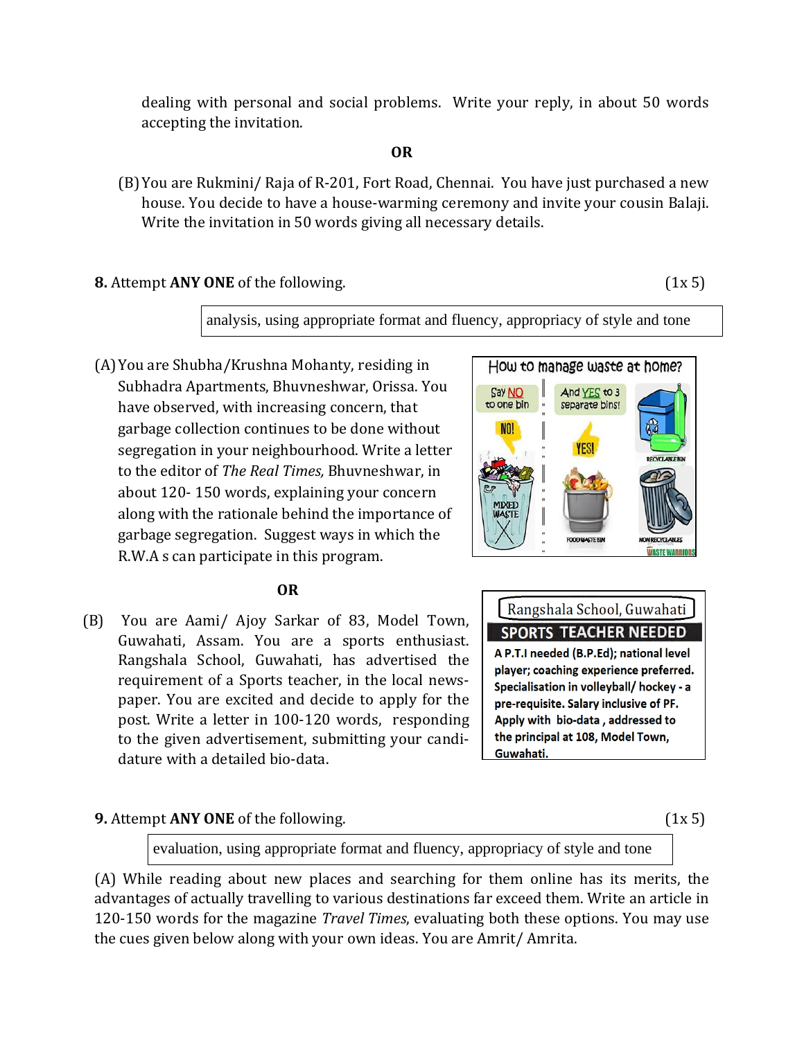dealing with personal and social problems. Write your reply, in about 50 words accepting the invitation.

**OR**

(B) You are Rukmini/ Raja of R-201, Fort Road, Chennai. You have just purchased a new house. You decide to have a house-warming ceremony and invite your cousin Balaji. Write the invitation in 50 words giving all necessary details.

**8.** Attempt **ANY ONE** of the following. (1x 5)

| analysis, using appropriate format and fluency, appropriacy of style and tone |
|---|

(A) You are Shubha/Krushna Mohanty, residing in Subhadra Apartments, Bhuvneshwar, Orissa. You have observed, with increasing concern, that garbage collection continues to be done without segregation in your neighbourhood. Write a letter to the editor of *The Real Times,* Bhuvneshwar, in about 120- 150 words, explaining your concern along with the rationale behind the importance of garbage segregation. Suggest ways in which the R.W.A s can participate in this program.

How to manage waste at home?

Say NO to one bin — NO! — MIXED WASTE

And YES to 3 separate bins! — YES! — FOOD WASTE BIN — RECYCLABLE BIN — NON RECYCLABLES

WASTE WARRIORS

**OR**

(B) You are Aami/ Ajoy Sarkar of 83, Model Town, Guwahati, Assam. You are a sports enthusiast. Rangshala School, Guwahati, has advertised the requirement of a Sports teacher, in the local newspaper. You are excited and decide to apply for the post. Write a letter in 100-120 words, responding to the given advertisement, submitting your candidature with a detailed bio-data.

Rangshala School, Guwahati

**SPORTS TEACHER NEEDED**

**A P.T.I needed (B.P.Ed); national level player; coaching experience preferred. Specialisation in volleyball/ hockey - a pre-requisite. Salary inclusive of PF. Apply with bio-data , addressed to the principal at 108, Model Town, Guwahati.**

**9.** Attempt **ANY ONE** of the following. (1x 5)

| evaluation, using appropriate format and fluency, appropriacy of style and tone |
|---|

(A) While reading about new places and searching for them online has its merits, the advantages of actually travelling to various destinations far exceed them. Write an article in 120-150 words for the magazine *Travel Times*, evaluating both these options. You may use the cues given below along with your own ideas. You are Amrit/ Amrita.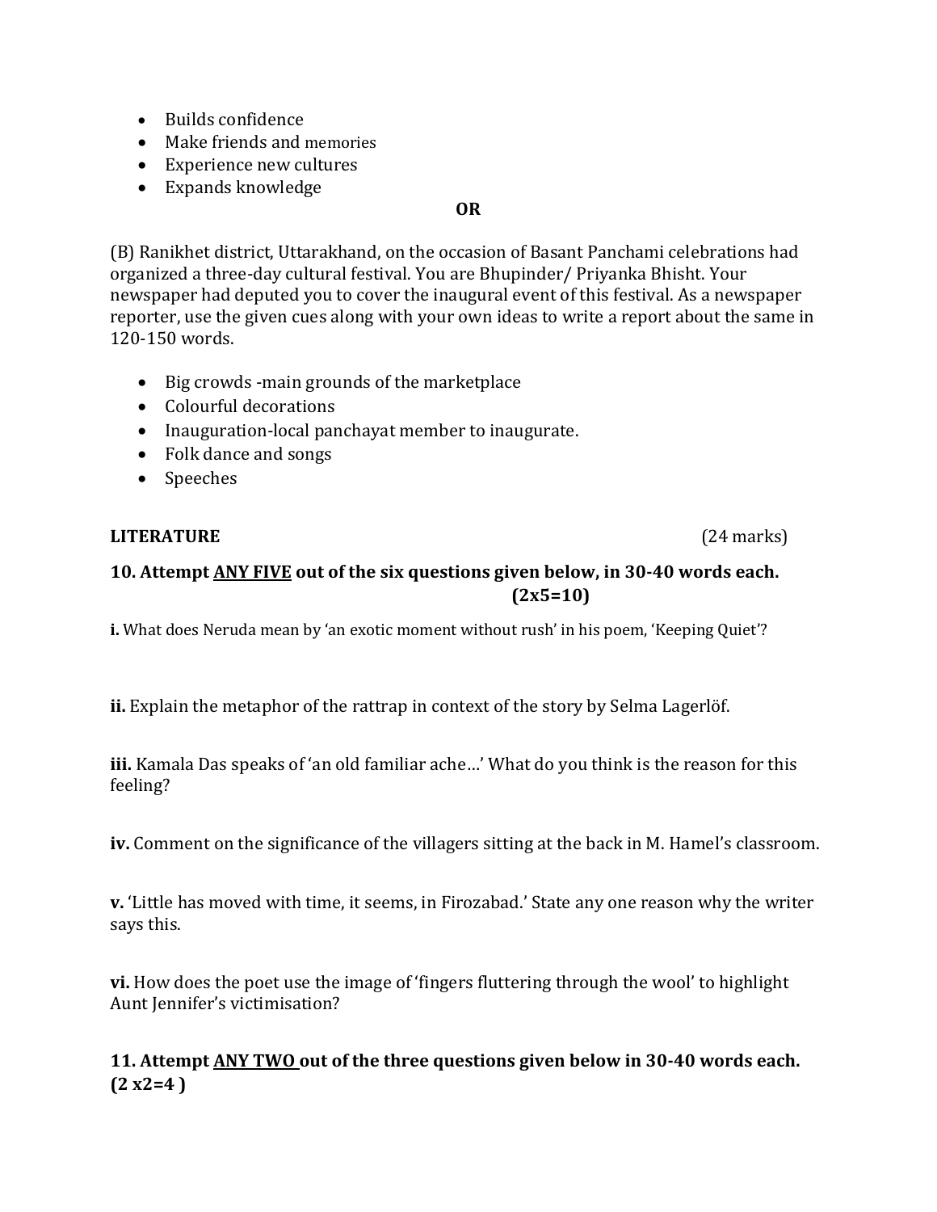- Builds confidence
- Make friends and memories
- Experience new cultures
- Expands knowledge

**OR**

(B) Ranikhet district, Uttarakhand, on the occasion of Basant Panchami celebrations had organized a three-day cultural festival. You are Bhupinder/ Priyanka Bhisht. Your newspaper had deputed you to cover the inaugural event of this festival. As a newspaper reporter, use the given cues along with your own ideas to write a report about the same in 120-150 words.

- Big crowds -main grounds of the marketplace
- Colourful decorations
- Inauguration-local panchayat member to inaugurate.
- Folk dance and songs
- Speeches

**LITERATURE** (24 marks)

**10. Attempt <u>ANY FIVE</u> out of the six questions given below, in 30-40 words each. (2x5=10)**

**i.** What does Neruda mean by 'an exotic moment without rush' in his poem, 'Keeping Quiet'?

**ii.** Explain the metaphor of the rattrap in context of the story by Selma Lagerlöf.

**iii.** Kamala Das speaks of 'an old familiar ache…' What do you think is the reason for this feeling?

**iv.** Comment on the significance of the villagers sitting at the back in M. Hamel's classroom.

**v.** 'Little has moved with time, it seems, in Firozabad.' State any one reason why the writer says this.

**vi.** How does the poet use the image of 'fingers fluttering through the wool' to highlight Aunt Jennifer's victimisation?

**11. Attempt <u>ANY TWO</u> out of the three questions given below in 30-40 words each. (2 x2=4 )**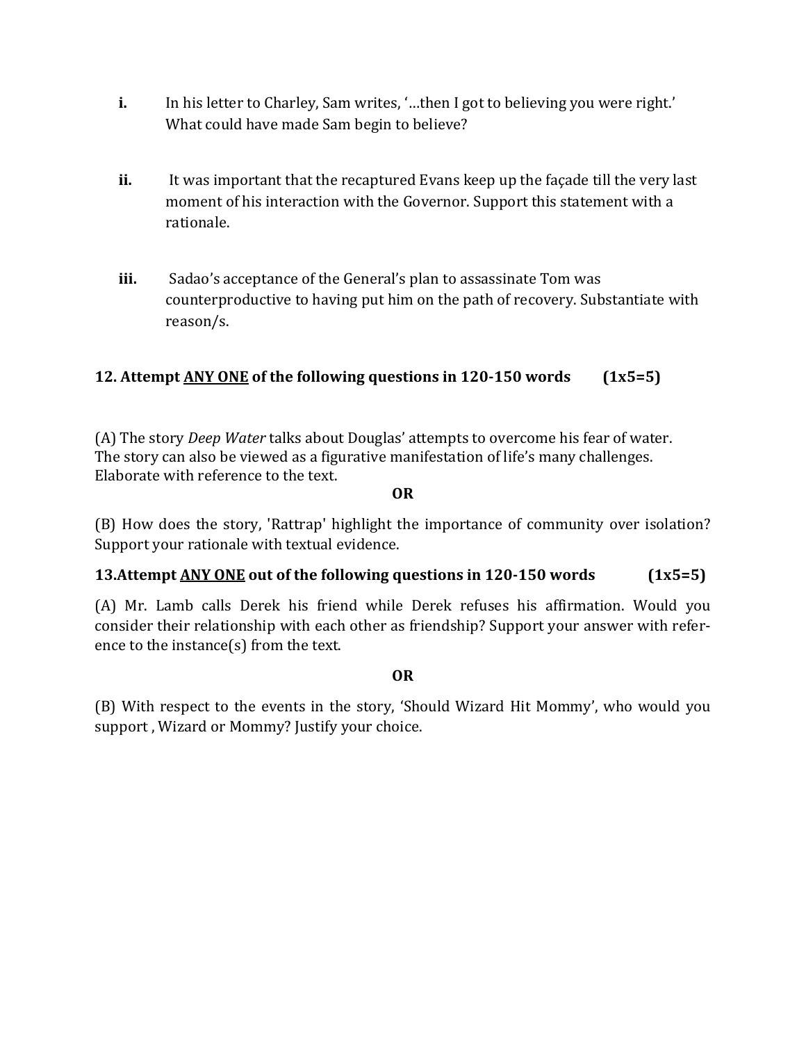i. In his letter to Charley, Sam writes, '…then I got to believing you were right.' What could have made Sam begin to believe?

ii. It was important that the recaptured Evans keep up the façade till the very last moment of his interaction with the Governor. Support this statement with a rationale.

iii. Sadao's acceptance of the General's plan to assassinate Tom was counterproductive to having put him on the path of recovery. Substantiate with reason/s.

**12. Attempt ANY ONE of the following questions in 120-150 words (1x5=5)**

(A) The story *Deep Water* talks about Douglas' attempts to overcome his fear of water. The story can also be viewed as a figurative manifestation of life's many challenges. Elaborate with reference to the text.

**OR**

(B) How does the story, 'Rattrap' highlight the importance of community over isolation? Support your rationale with textual evidence.

**13.Attempt ANY ONE out of the following questions in 120-150 words (1x5=5)**

(A) Mr. Lamb calls Derek his friend while Derek refuses his affirmation. Would you consider their relationship with each other as friendship? Support your answer with reference to the instance(s) from the text.

**OR**

(B) With respect to the events in the story, 'Should Wizard Hit Mommy', who would you support , Wizard or Mommy? Justify your choice.